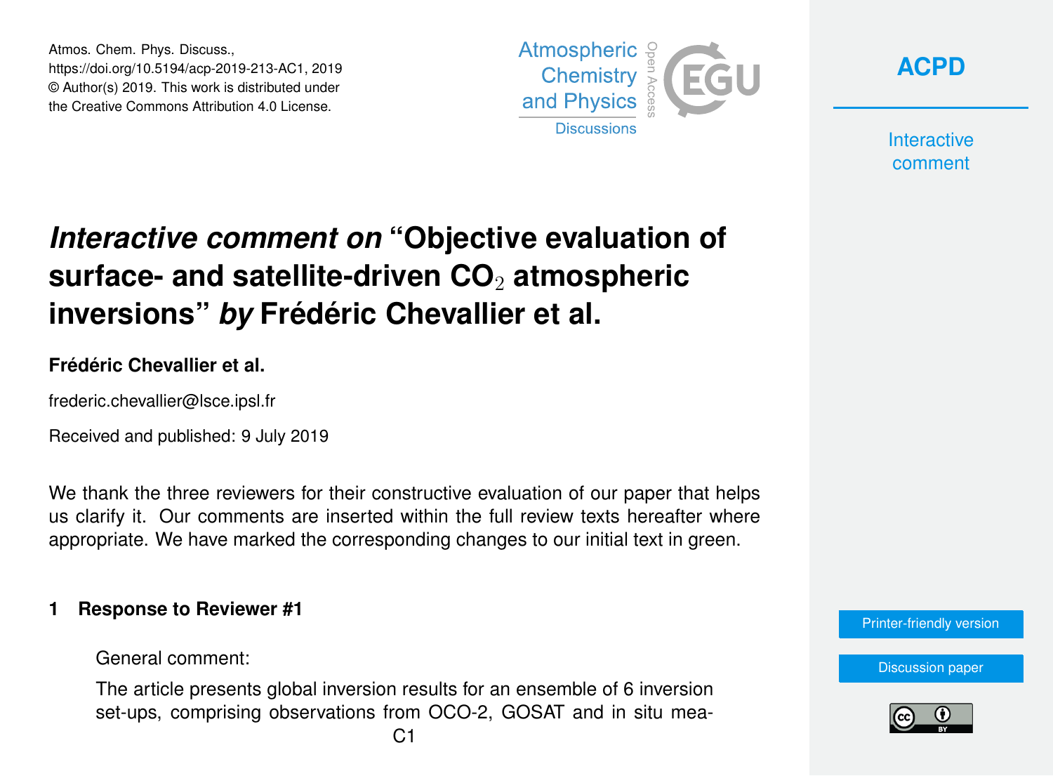# *Interactive comment on* "Objective evaluation of surface- and satellite-driven $CO_2$ atmospheric inversions" *by* Frédéric Chevallier et al.

**Frédéric Chevallier et al.**

frederic.chevallier@lsce.ipsl.fr

Received and published: 9 July 2019

We thank the three reviewers for their constructive evaluation of our paper that helps us clarify it. Our comments are inserted within the full review texts hereafter where appropriate. We have marked the corresponding changes to our initial text in green.

## 1 Response to Reviewer #1

General comment:

The article presents global inversion results for an ensemble of 6 inversion set-ups, comprising observations from OCO-2, GOSAT and in situ mea-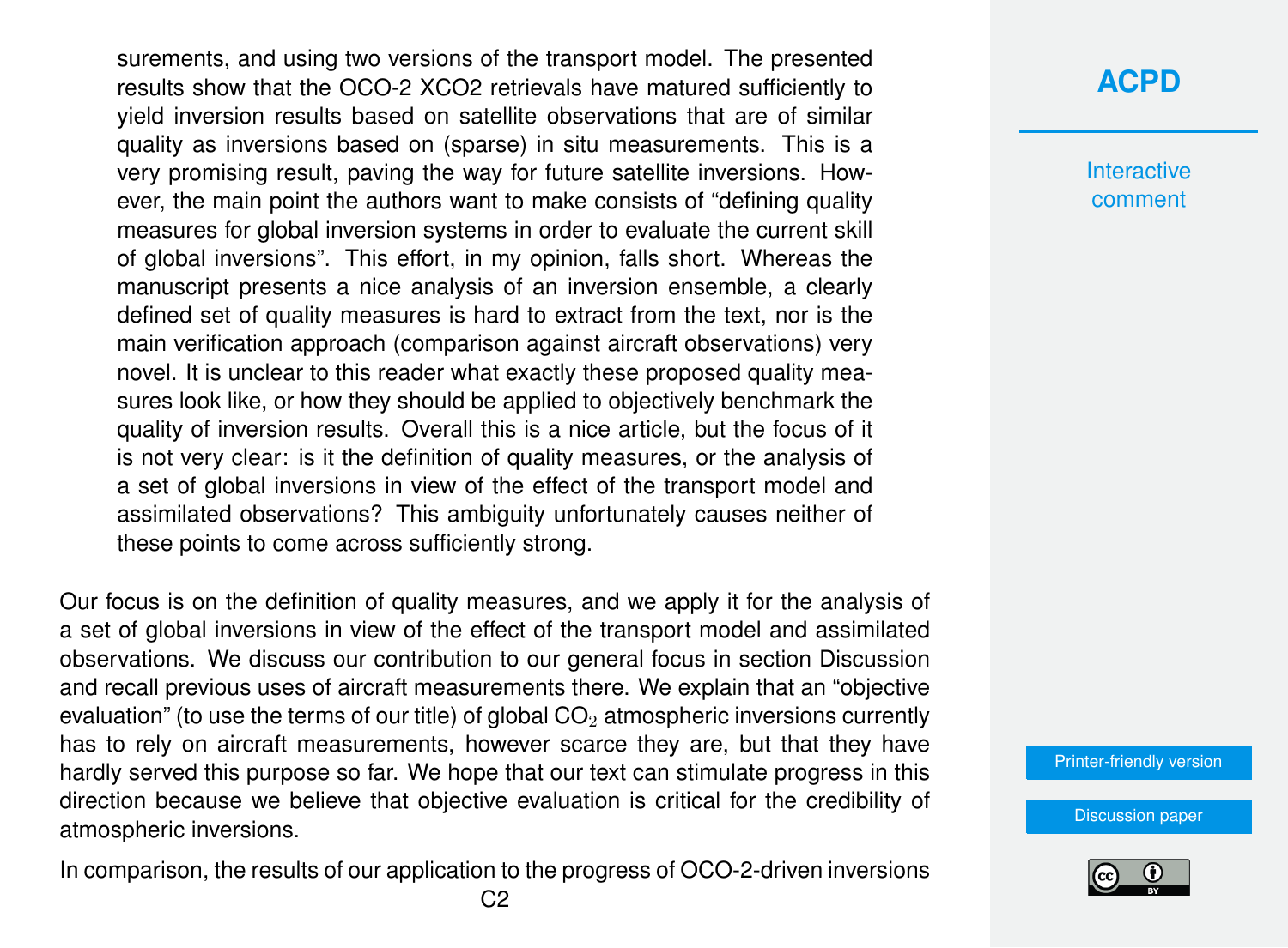> surements, and using two versions of the transport model. The presented results show that the OCO-2 XCO2 retrievals have matured sufficiently to yield inversion results based on satellite observations that are of similar quality as inversions based on (sparse) in situ measurements. This is a very promising result, paving the way for future satellite inversions. However, the main point the authors want to make consists of "defining quality measures for global inversion systems in order to evaluate the current skill of global inversions". This effort, in my opinion, falls short. Whereas the manuscript presents a nice analysis of an inversion ensemble, a clearly defined set of quality measures is hard to extract from the text, nor is the main verification approach (comparison against aircraft observations) very novel. It is unclear to this reader what exactly these proposed quality measures look like, or how they should be applied to objectively benchmark the quality of inversion results. Overall this is a nice article, but the focus of it is not very clear: is it the definition of quality measures, or the analysis of a set of global inversions in view of the effect of the transport model and assimilated observations? This ambiguity unfortunately causes neither of these points to come across sufficiently strong.

Our focus is on the definition of quality measures, and we apply it for the analysis of a set of global inversions in view of the effect of the transport model and assimilated observations. We discuss our contribution to our general focus in section Discussion and recall previous uses of aircraft measurements there. We explain that an "objective evaluation" (to use the terms of our title) of global $CO_2$ atmospheric inversions currently has to rely on aircraft measurements, however scarce they are, but that they have hardly served this purpose so far. We hope that our text can stimulate progress in this direction because we believe that objective evaluation is critical for the credibility of atmospheric inversions.

In comparison, the results of our application to the progress of OCO-2-driven inversions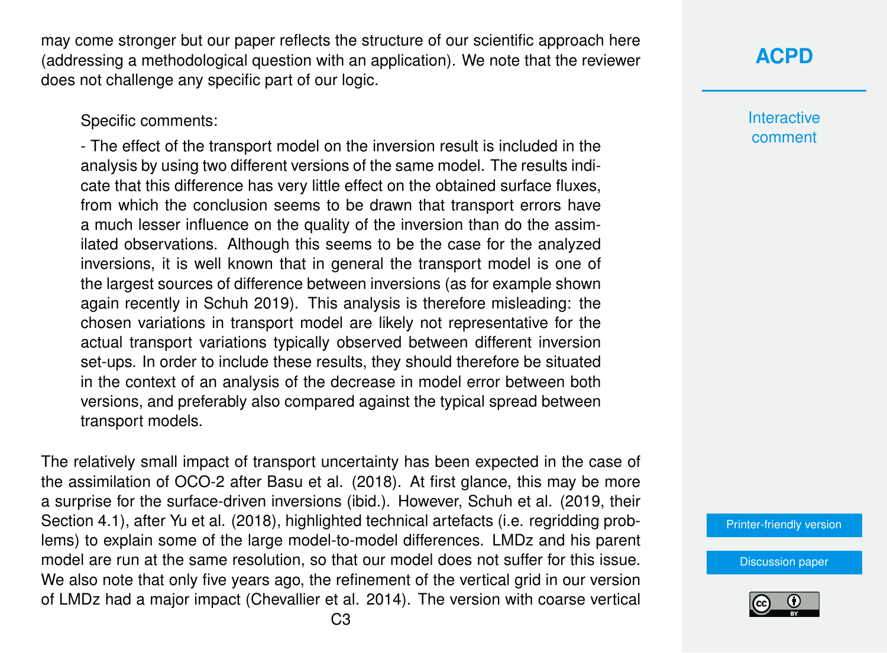may come stronger but our paper reflects the structure of our scientific approach here (addressing a methodological question with an application). We note that the reviewer does not challenge any specific part of our logic.

> Specific comments:
>
> - The effect of the transport model on the inversion result is included in the analysis by using two different versions of the same model. The results indicate that this difference has very little effect on the obtained surface fluxes, from which the conclusion seems to be drawn that transport errors have a much lesser influence on the quality of the inversion than do the assimilated observations. Although this seems to be the case for the analyzed inversions, it is well known that in general the transport model is one of the largest sources of difference between inversions (as for example shown again recently in Schuh 2019). This analysis is therefore misleading: the chosen variations in transport model are likely not representative for the actual transport variations typically observed between different inversion set-ups. In order to include these results, they should therefore be situated in the context of an analysis of the decrease in model error between both versions, and preferably also compared against the typical spread between transport models.

The relatively small impact of transport uncertainty has been expected in the case of the assimilation of OCO-2 after Basu et al. (2018). At first glance, this may be more a surprise for the surface-driven inversions (ibid.). However, Schuh et al. (2019, their Section 4.1), after Yu et al. (2018), highlighted technical artefacts (i.e. regridding problems) to explain some of the large model-to-model differences. LMDz and his parent model are run at the same resolution, so that our model does not suffer for this issue. We also note that only five years ago, the refinement of the vertical grid in our version of LMDz had a major impact (Chevallier et al. 2014). The version with coarse vertical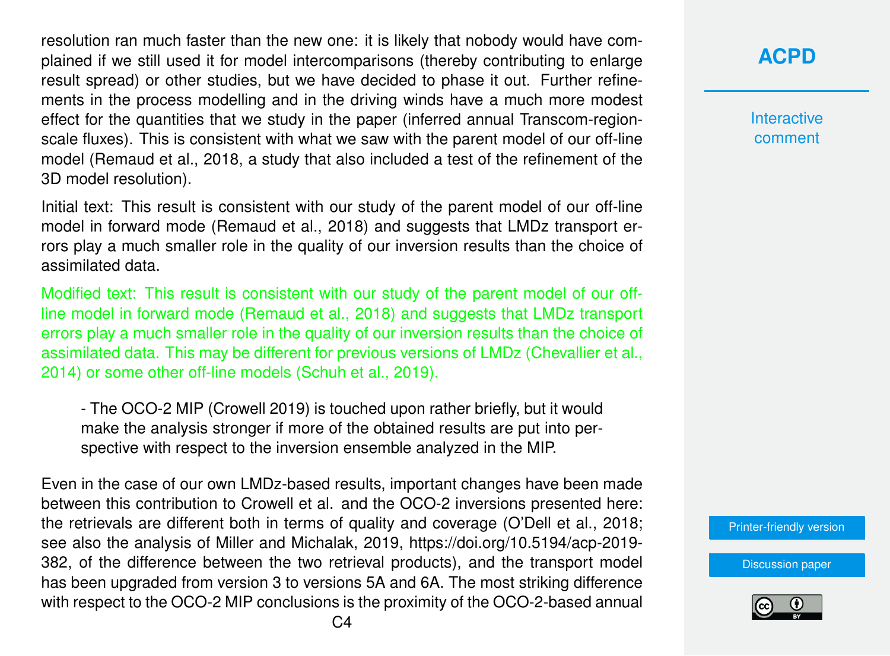resolution ran much faster than the new one: it is likely that nobody would have complained if we still used it for model intercomparisons (thereby contributing to enlarge result spread) or other studies, but we have decided to phase it out. Further refinements in the process modelling and in the driving winds have a much more modest effect for the quantities that we study in the paper (inferred annual Transcom-region-scale fluxes). This is consistent with what we saw with the parent model of our off-line model (Remaud et al., 2018, a study that also included a test of the refinement of the 3D model resolution).

Initial text: This result is consistent with our study of the parent model of our off-line model in forward mode (Remaud et al., 2018) and suggests that LMDz transport errors play a much smaller role in the quality of our inversion results than the choice of assimilated data.

Modified text: This result is consistent with our study of the parent model of our off-line model in forward mode (Remaud et al., 2018) and suggests that LMDz transport errors play a much smaller role in the quality of our inversion results than the choice of assimilated data. This may be different for previous versions of LMDz (Chevallier et al., 2014) or some other off-line models (Schuh et al., 2019).

> - The OCO-2 MIP (Crowell 2019) is touched upon rather briefly, but it would make the analysis stronger if more of the obtained results are put into perspective with respect to the inversion ensemble analyzed in the MIP.

Even in the case of our own LMDz-based results, important changes have been made between this contribution to Crowell et al. and the OCO-2 inversions presented here: the retrievals are different both in terms of quality and coverage (O'Dell et al., 2018; see also the analysis of Miller and Michalak, 2019, https://doi.org/10.5194/acp-2019-382, of the difference between the two retrieval products), and the transport model has been upgraded from version 3 to versions 5A and 6A. The most striking difference with respect to the OCO-2 MIP conclusions is the proximity of the OCO-2-based annual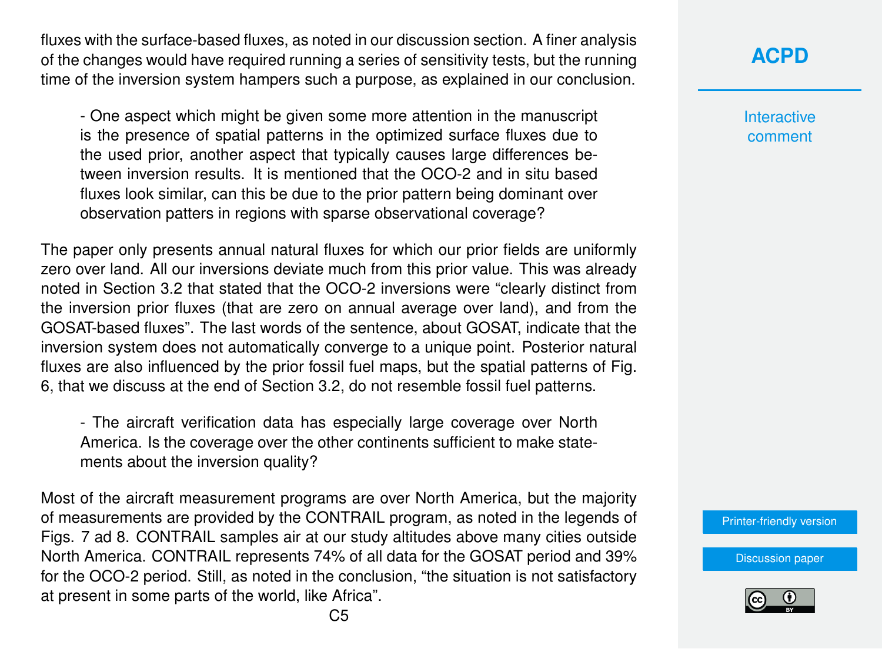fluxes with the surface-based fluxes, as noted in our discussion section. A finer analysis of the changes would have required running a series of sensitivity tests, but the running time of the inversion system hampers such a purpose, as explained in our conclusion.

> - One aspect which might be given some more attention in the manuscript is the presence of spatial patterns in the optimized surface fluxes due to the used prior, another aspect that typically causes large differences between inversion results. It is mentioned that the OCO-2 and in situ based fluxes look similar, can this be due to the prior pattern being dominant over observation patters in regions with sparse observational coverage?

The paper only presents annual natural fluxes for which our prior fields are uniformly zero over land. All our inversions deviate much from this prior value. This was already noted in Section 3.2 that stated that the OCO-2 inversions were "clearly distinct from the inversion prior fluxes (that are zero on annual average over land), and from the GOSAT-based fluxes". The last words of the sentence, about GOSAT, indicate that the inversion system does not automatically converge to a unique point. Posterior natural fluxes are also influenced by the prior fossil fuel maps, but the spatial patterns of Fig. 6, that we discuss at the end of Section 3.2, do not resemble fossil fuel patterns.

> - The aircraft verification data has especially large coverage over North America. Is the coverage over the other continents sufficient to make statements about the inversion quality?

Most of the aircraft measurement programs are over North America, but the majority of measurements are provided by the CONTRAIL program, as noted in the legends of Figs. 7 ad 8. CONTRAIL samples air at our study altitudes above many cities outside North America. CONTRAIL represents 74% of all data for the GOSAT period and 39% for the OCO-2 period. Still, as noted in the conclusion, "the situation is not satisfactory at present in some parts of the world, like Africa".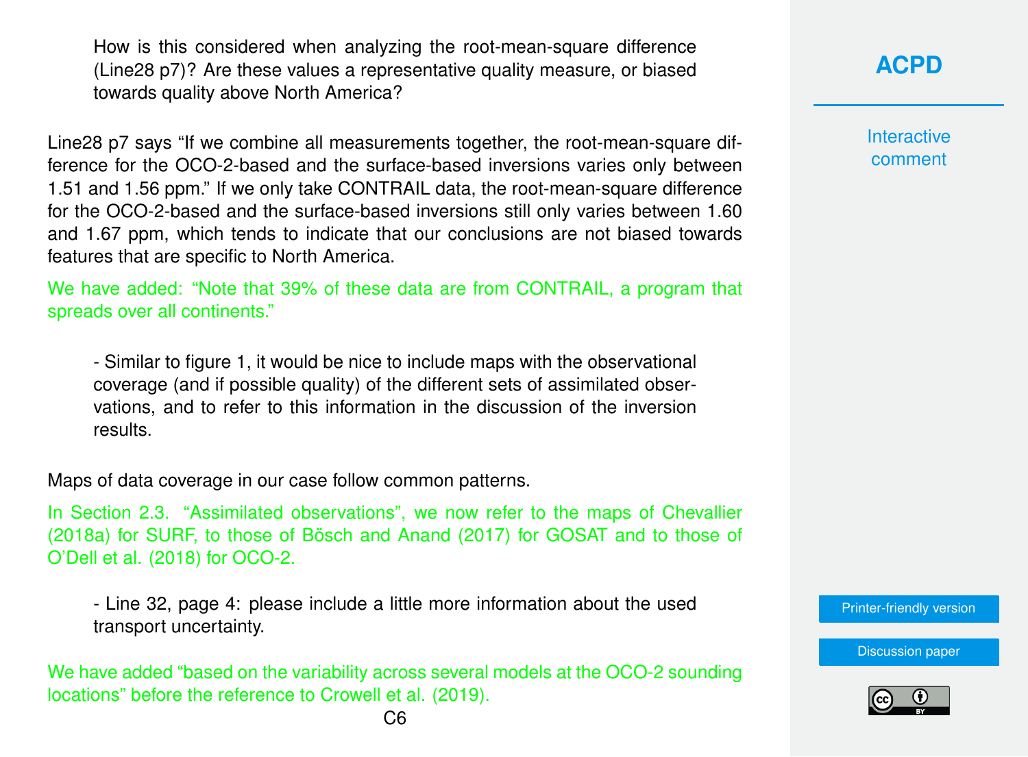How is this considered when analyzing the root-mean-square difference (Line28 p7)? Are these values a representative quality measure, or biased towards quality above North America?

Line28 p7 says "If we combine all measurements together, the root-mean-square difference for the OCO-2-based and the surface-based inversions varies only between 1.51 and 1.56 ppm." If we only take CONTRAIL data, the root-mean-square difference for the OCO-2-based and the surface-based inversions still only varies between 1.60 and 1.67 ppm, which tends to indicate that our conclusions are not biased towards features that are specific to North America.

We have added: "Note that 39% of these data are from CONTRAIL, a program that spreads over all continents."

- Similar to figure 1, it would be nice to include maps with the observational coverage (and if possible quality) of the different sets of assimilated observations, and to refer to this information in the discussion of the inversion results.

Maps of data coverage in our case follow common patterns.

In Section 2.3. "Assimilated observations", we now refer to the maps of Chevallier (2018a) for SURF, to those of Bösch and Anand (2017) for GOSAT and to those of O'Dell et al. (2018) for OCO-2.

- Line 32, page 4: please include a little more information about the used transport uncertainty.

We have added "based on the variability across several models at the OCO-2 sounding locations" before the reference to Crowell et al. (2019).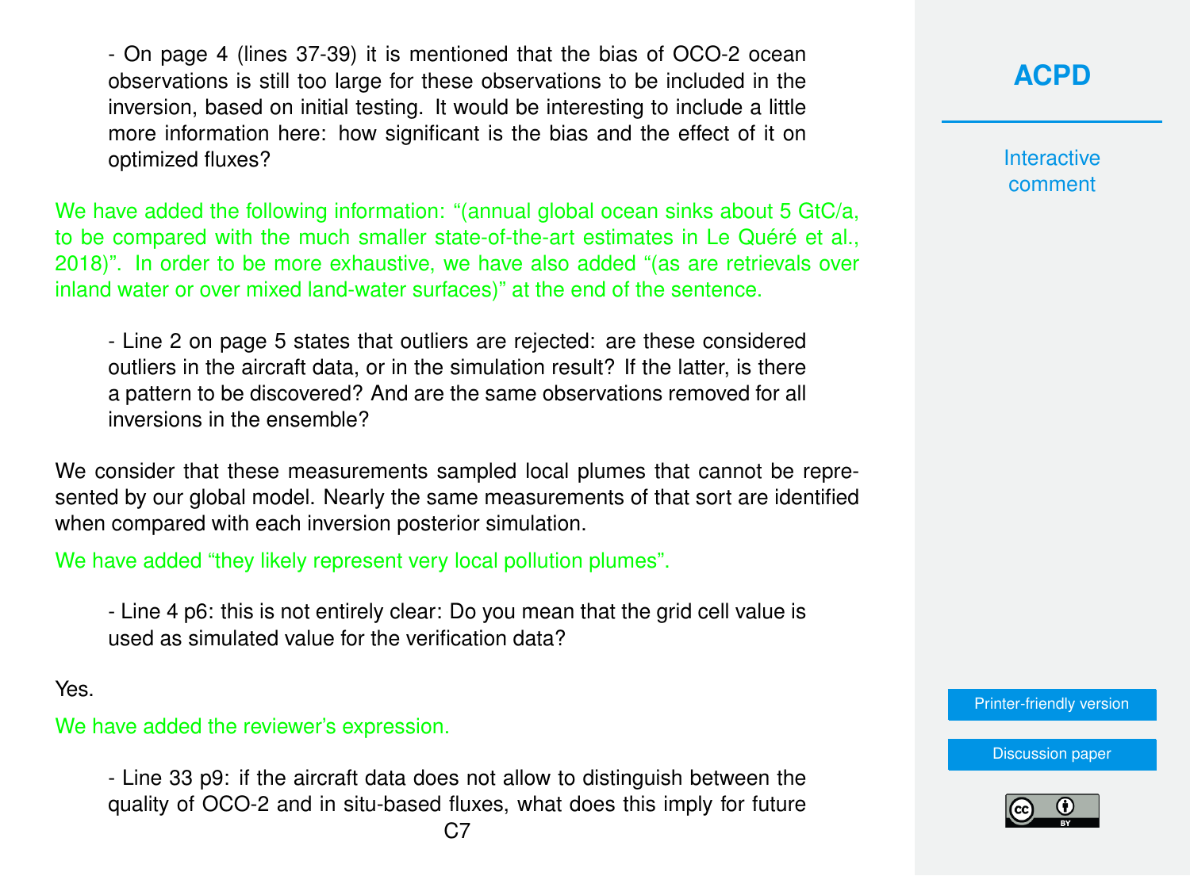- On page 4 (lines 37-39) it is mentioned that the bias of OCO-2 ocean observations is still too large for these observations to be included in the inversion, based on initial testing. It would be interesting to include a little more information here: how significant is the bias and the effect of it on optimized fluxes?

We have added the following information: "(annual global ocean sinks about 5 GtC/a, to be compared with the much smaller state-of-the-art estimates in Le Quéré et al., 2018)". In order to be more exhaustive, we have also added "(as are retrievals over inland water or over mixed land-water surfaces)" at the end of the sentence.

- Line 2 on page 5 states that outliers are rejected: are these considered outliers in the aircraft data, or in the simulation result? If the latter, is there a pattern to be discovered? And are the same observations removed for all inversions in the ensemble?

We consider that these measurements sampled local plumes that cannot be represented by our global model. Nearly the same measurements of that sort are identified when compared with each inversion posterior simulation.

We have added "they likely represent very local pollution plumes".

- Line 4 p6: this is not entirely clear: Do you mean that the grid cell value is used as simulated value for the verification data?

Yes.

We have added the reviewer's expression.

- Line 33 p9: if the aircraft data does not allow to distinguish between the quality of OCO-2 and in situ-based fluxes, what does this imply for future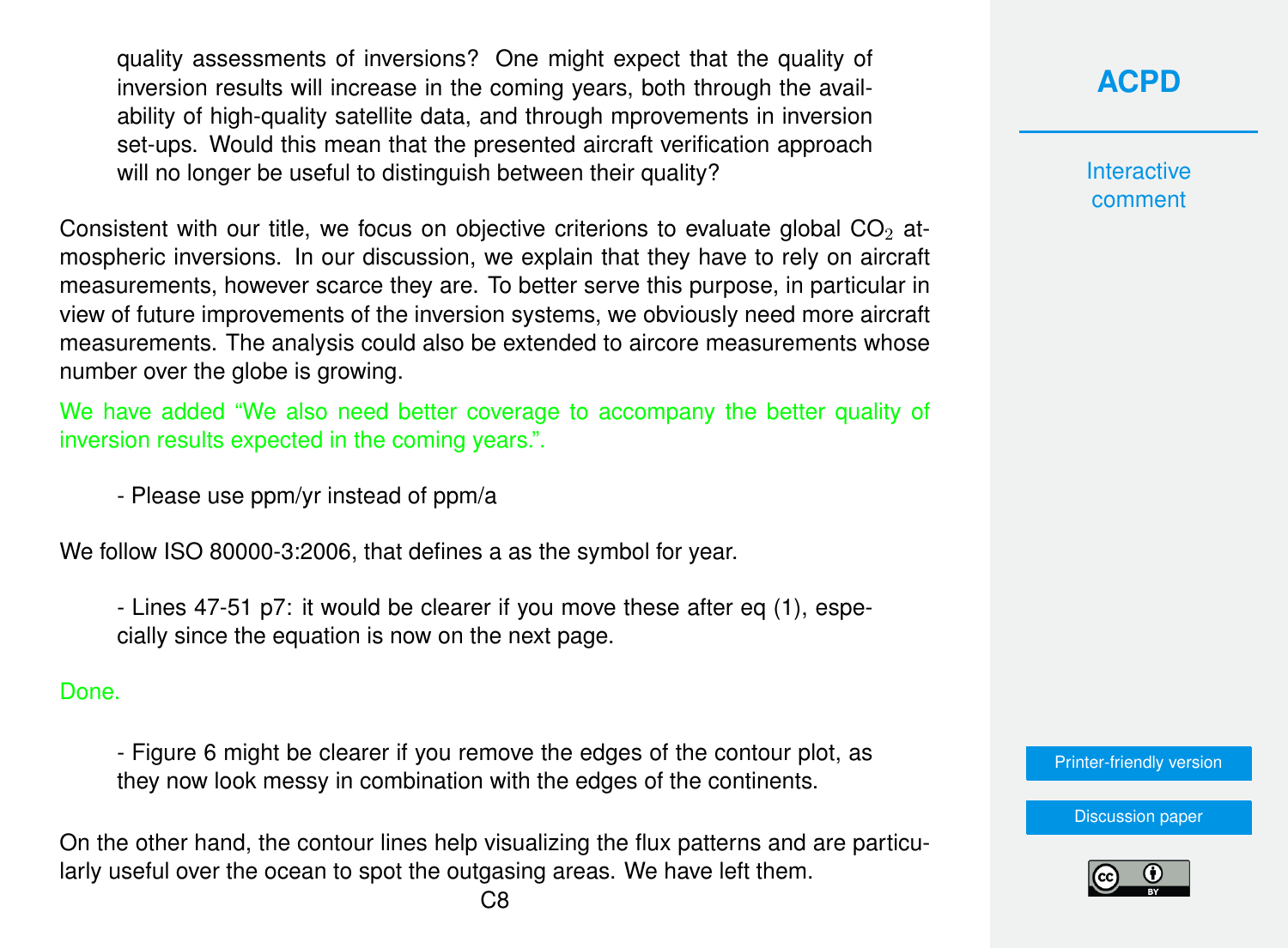quality assessments of inversions? One might expect that the quality of inversion results will increase in the coming years, both through the availability of high-quality satellite data, and through mprovements in inversion set-ups. Would this mean that the presented aircraft verification approach will no longer be useful to distinguish between their quality?

Consistent with our title, we focus on objective criterions to evaluate global $CO_2$ atmospheric inversions. In our discussion, we explain that they have to rely on aircraft measurements, however scarce they are. To better serve this purpose, in particular in view of future improvements of the inversion systems, we obviously need more aircraft measurements. The analysis could also be extended to aircore measurements whose number over the globe is growing.

We have added "We also need better coverage to accompany the better quality of inversion results expected in the coming years.".

- Please use ppm/yr instead of ppm/a

We follow ISO 80000-3:2006, that defines a as the symbol for year.

- Lines 47-51 p7: it would be clearer if you move these after eq (1), especially since the equation is now on the next page.

Done.

- Figure 6 might be clearer if you remove the edges of the contour plot, as they now look messy in combination with the edges of the continents.

On the other hand, the contour lines help visualizing the flux patterns and are particularly useful over the ocean to spot the outgasing areas. We have left them.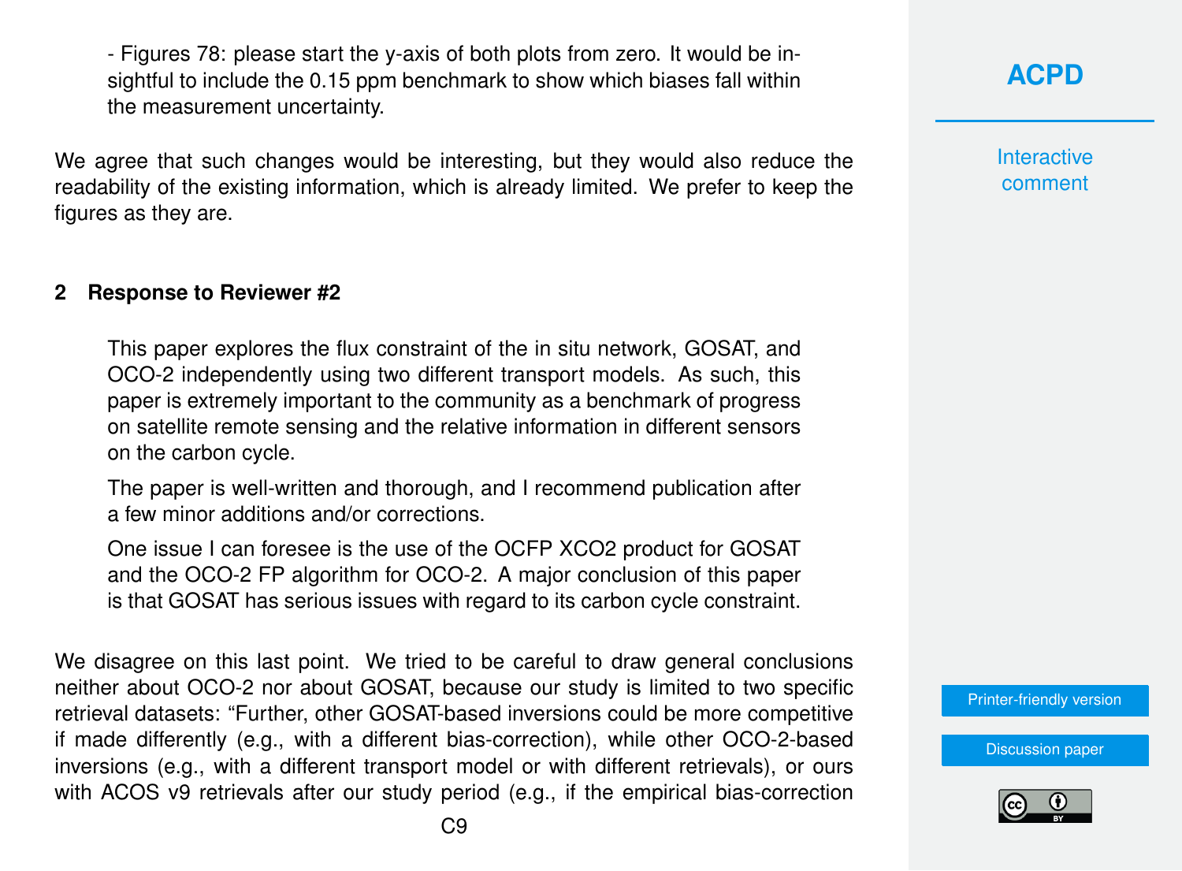- Figures 78: please start the y-axis of both plots from zero. It would be insightful to include the 0.15 ppm benchmark to show which biases fall within the measurement uncertainty.

We agree that such changes would be interesting, but they would also reduce the readability of the existing information, which is already limited. We prefer to keep the figures as they are.

## 2 Response to Reviewer #2

> This paper explores the flux constraint of the in situ network, GOSAT, and OCO-2 independently using two different transport models. As such, this paper is extremely important to the community as a benchmark of progress on satellite remote sensing and the relative information in different sensors on the carbon cycle.
>
> The paper is well-written and thorough, and I recommend publication after a few minor additions and/or corrections.
>
> One issue I can foresee is the use of the OCFP XCO2 product for GOSAT and the OCO-2 FP algorithm for OCO-2. A major conclusion of this paper is that GOSAT has serious issues with regard to its carbon cycle constraint.

We disagree on this last point. We tried to be careful to draw general conclusions neither about OCO-2 nor about GOSAT, because our study is limited to two specific retrieval datasets: "Further, other GOSAT-based inversions could be more competitive if made differently (e.g., with a different bias-correction), while other OCO-2-based inversions (e.g., with a different transport model or with different retrievals), or ours with ACOS v9 retrievals after our study period (e.g., if the empirical bias-correction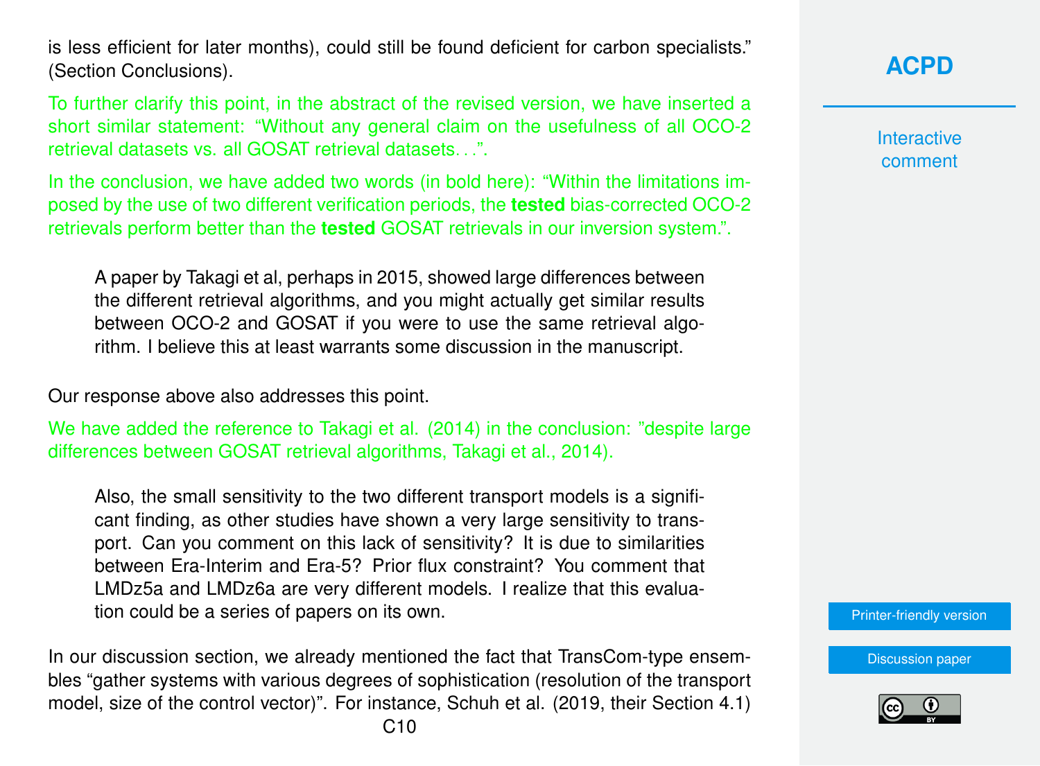is less efficient for later months), could still be found deficient for carbon specialists." (Section Conclusions).

To further clarify this point, in the abstract of the revised version, we have inserted a short similar statement: "Without any general claim on the usefulness of all OCO-2 retrieval datasets vs. all GOSAT retrieval datasets…".

In the conclusion, we have added two words (in bold here): "Within the limitations imposed by the use of two different verification periods, the **tested** bias-corrected OCO-2 retrievals perform better than the **tested** GOSAT retrievals in our inversion system.".

> A paper by Takagi et al, perhaps in 2015, showed large differences between the different retrieval algorithms, and you might actually get similar results between OCO-2 and GOSAT if you were to use the same retrieval algorithm. I believe this at least warrants some discussion in the manuscript.

Our response above also addresses this point.

We have added the reference to Takagi et al. (2014) in the conclusion: "despite large differences between GOSAT retrieval algorithms, Takagi et al., 2014).

> Also, the small sensitivity to the two different transport models is a significant finding, as other studies have shown a very large sensitivity to transport. Can you comment on this lack of sensitivity? It is due to similarities between Era-Interim and Era-5? Prior flux constraint? You comment that LMDz5a and LMDz6a are very different models. I realize that this evaluation could be a series of papers on its own.

In our discussion section, we already mentioned the fact that TransCom-type ensembles "gather systems with various degrees of sophistication (resolution of the transport model, size of the control vector)". For instance, Schuh et al. (2019, their Section 4.1)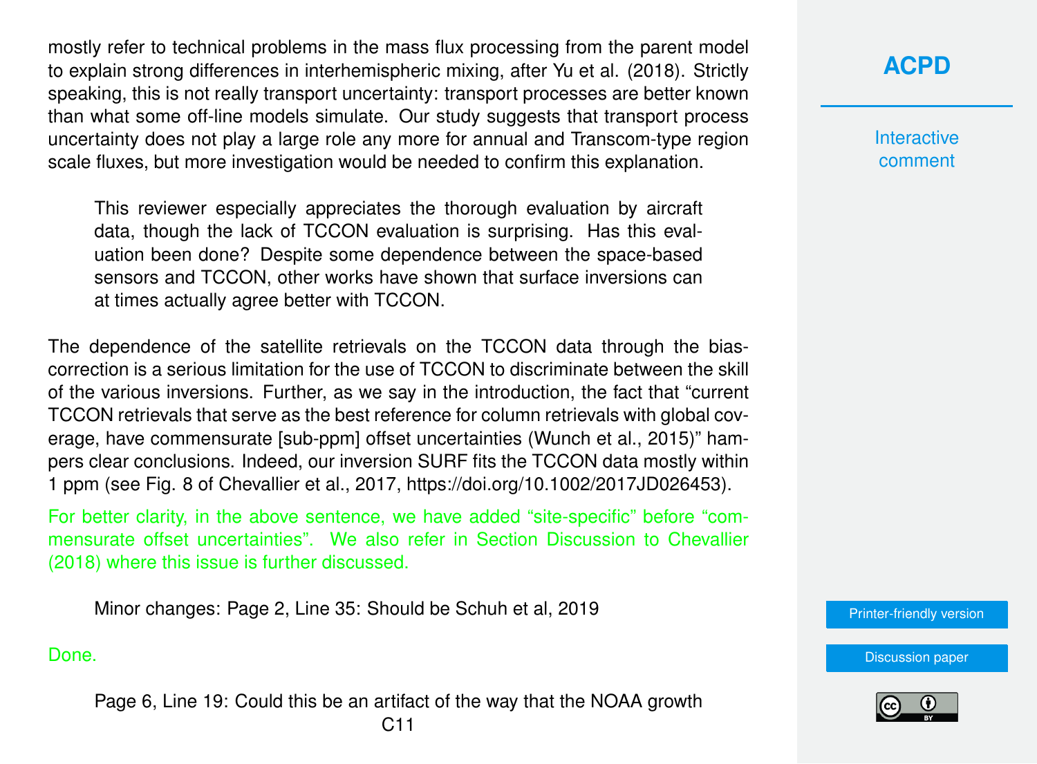mostly refer to technical problems in the mass flux processing from the parent model to explain strong differences in interhemispheric mixing, after Yu et al. (2018). Strictly speaking, this is not really transport uncertainty: transport processes are better known than what some off-line models simulate. Our study suggests that transport process uncertainty does not play a large role any more for annual and Transcom-type region scale fluxes, but more investigation would be needed to confirm this explanation.

> This reviewer especially appreciates the thorough evaluation by aircraft data, though the lack of TCCON evaluation is surprising. Has this evaluation been done? Despite some dependence between the space-based sensors and TCCON, other works have shown that surface inversions can at times actually agree better with TCCON.

The dependence of the satellite retrievals on the TCCON data through the bias-correction is a serious limitation for the use of TCCON to discriminate between the skill of the various inversions. Further, as we say in the introduction, the fact that "current TCCON retrievals that serve as the best reference for column retrievals with global coverage, have commensurate [sub-ppm] offset uncertainties (Wunch et al., 2015)" hampers clear conclusions. Indeed, our inversion SURF fits the TCCON data mostly within 1 ppm (see Fig. 8 of Chevallier et al., 2017, https://doi.org/10.1002/2017JD026453).

For better clarity, in the above sentence, we have added "site-specific" before "commensurate offset uncertainties". We also refer in Section Discussion to Chevallier (2018) where this issue is further discussed.

> Minor changes: Page 2, Line 35: Should be Schuh et al, 2019

Done.

> Page 6, Line 19: Could this be an artifact of the way that the NOAA growth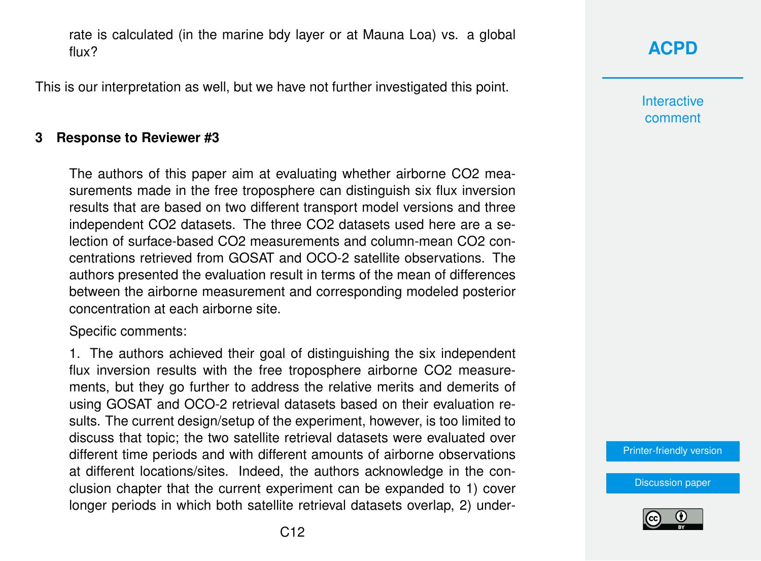rate is calculated (in the marine bdy layer or at Mauna Loa) vs. a global flux?

This is our interpretation as well, but we have not further investigated this point.

## 3 Response to Reviewer #3

The authors of this paper aim at evaluating whether airborne $CO_2$ measurements made in the free troposphere can distinguish six flux inversion results that are based on two different transport model versions and three independent $CO_2$ datasets. The three $CO_2$ datasets used here are a selection of surface-based $CO_2$ measurements and column-mean $CO_2$ concentrations retrieved from GOSAT and OCO-2 satellite observations. The authors presented the evaluation result in terms of the mean of differences between the airborne measurement and corresponding modeled posterior concentration at each airborne site.

Specific comments:

1. The authors achieved their goal of distinguishing the six independent flux inversion results with the free troposphere airborne $CO_2$ measurements, but they go further to address the relative merits and demerits of using GOSAT and OCO-2 retrieval datasets based on their evaluation results. The current design/setup of the experiment, however, is too limited to discuss that topic; the two satellite retrieval datasets were evaluated over different time periods and with different amounts of airborne observations at different locations/sites. Indeed, the authors acknowledge in the conclusion chapter that the current experiment can be expanded to 1) cover longer periods in which both satellite retrieval datasets overlap, 2) under-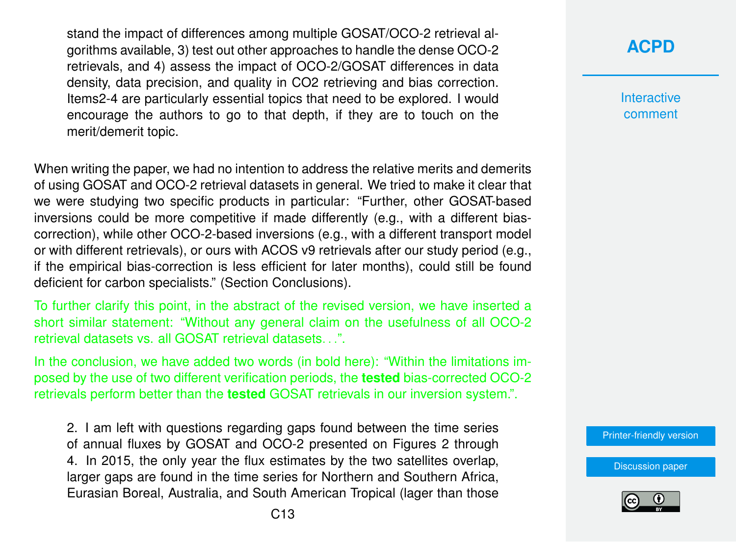> stand the impact of differences among multiple GOSAT/OCO-2 retrieval algorithms available, 3) test out other approaches to handle the dense OCO-2 retrievals, and 4) assess the impact of OCO-2/GOSAT differences in data density, data precision, and quality in CO2 retrieving and bias correction. Items2-4 are particularly essential topics that need to be explored. I would encourage the authors to go to that depth, if they are to touch on the merit/demerit topic.

When writing the paper, we had no intention to address the relative merits and demerits of using GOSAT and OCO-2 retrieval datasets in general. We tried to make it clear that we were studying two specific products in particular: "Further, other GOSAT-based inversions could be more competitive if made differently (e.g., with a different bias-correction), while other OCO-2-based inversions (e.g., with a different transport model or with different retrievals), or ours with ACOS v9 retrievals after our study period (e.g., if the empirical bias-correction is less efficient for later months), could still be found deficient for carbon specialists." (Section Conclusions).

To further clarify this point, in the abstract of the revised version, we have inserted a short similar statement: "Without any general claim on the usefulness of all OCO-2 retrieval datasets vs. all GOSAT retrieval datasets. . .".

In the conclusion, we have added two words (in bold here): "Within the limitations imposed by the use of two different verification periods, the **tested** bias-corrected OCO-2 retrievals perform better than the **tested** GOSAT retrievals in our inversion system.".

> 2. I am left with questions regarding gaps found between the time series of annual fluxes by GOSAT and OCO-2 presented on Figures 2 through 4. In 2015, the only year the flux estimates by the two satellites overlap, larger gaps are found in the time series for Northern and Southern Africa, Eurasian Boreal, Australia, and South American Tropical (lager than those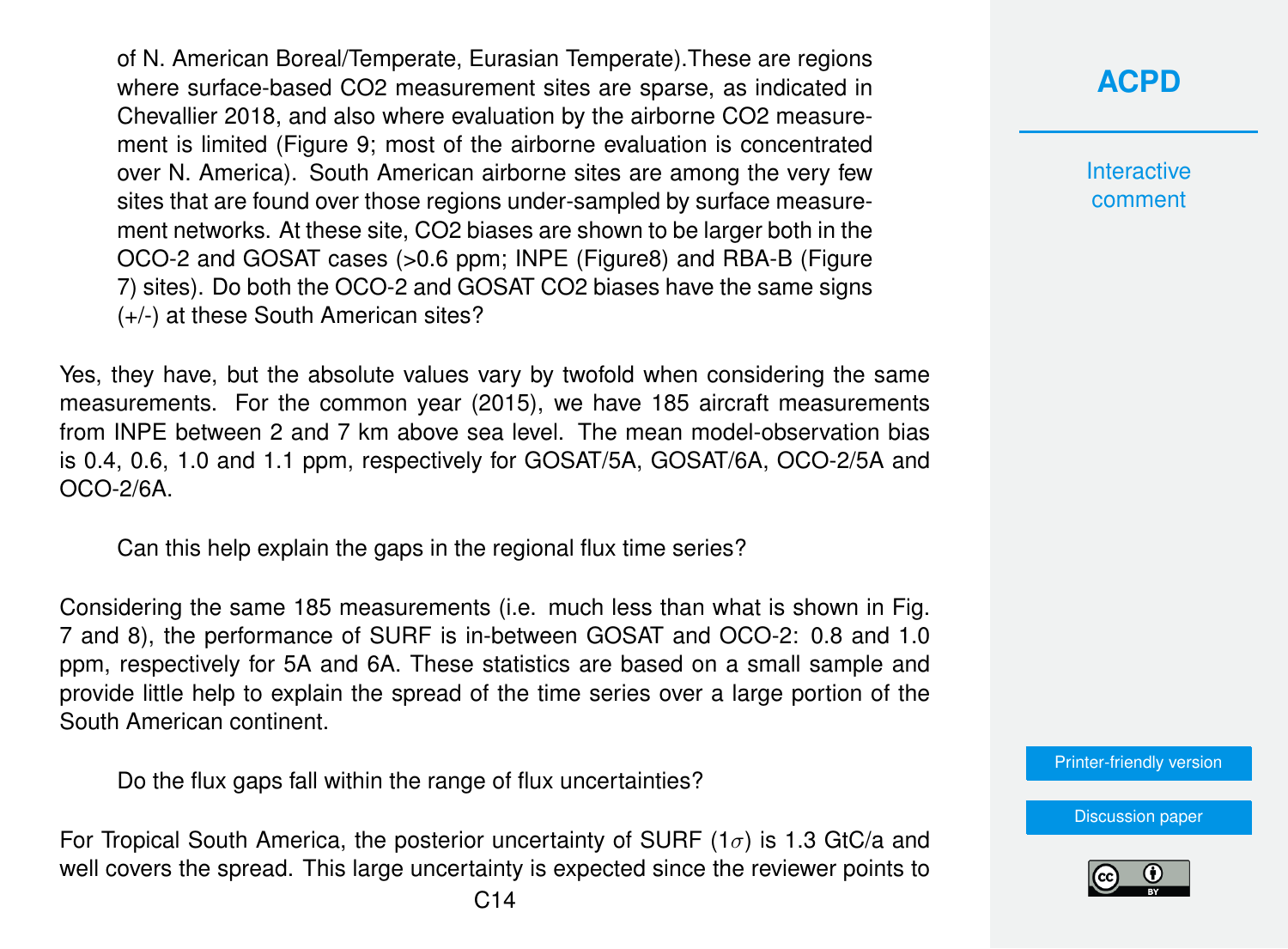of N. American Boreal/Temperate, Eurasian Temperate).These are regions where surface-based CO2 measurement sites are sparse, as indicated in Chevallier 2018, and also where evaluation by the airborne CO2 measurement is limited (Figure 9; most of the airborne evaluation is concentrated over N. America). South American airborne sites are among the very few sites that are found over those regions under-sampled by surface measurement networks. At these site, CO2 biases are shown to be larger both in the OCO-2 and GOSAT cases (>0.6 ppm; INPE (Figure8) and RBA-B (Figure 7) sites). Do both the OCO-2 and GOSAT CO2 biases have the same signs (+/-) at these South American sites?

Yes, they have, but the absolute values vary by twofold when considering the same measurements. For the common year (2015), we have 185 aircraft measurements from INPE between 2 and 7 km above sea level. The mean model-observation bias is 0.4, 0.6, 1.0 and 1.1 ppm, respectively for GOSAT/5A, GOSAT/6A, OCO-2/5A and OCO-2/6A.

Can this help explain the gaps in the regional flux time series?

Considering the same 185 measurements (i.e. much less than what is shown in Fig. 7 and 8), the performance of SURF is in-between GOSAT and OCO-2: 0.8 and 1.0 ppm, respectively for 5A and 6A. These statistics are based on a small sample and provide little help to explain the spread of the time series over a large portion of the South American continent.

Do the flux gaps fall within the range of flux uncertainties?

For Tropical South America, the posterior uncertainty of SURF ($1\sigma$) is 1.3 GtC/a and well covers the spread. This large uncertainty is expected since the reviewer points to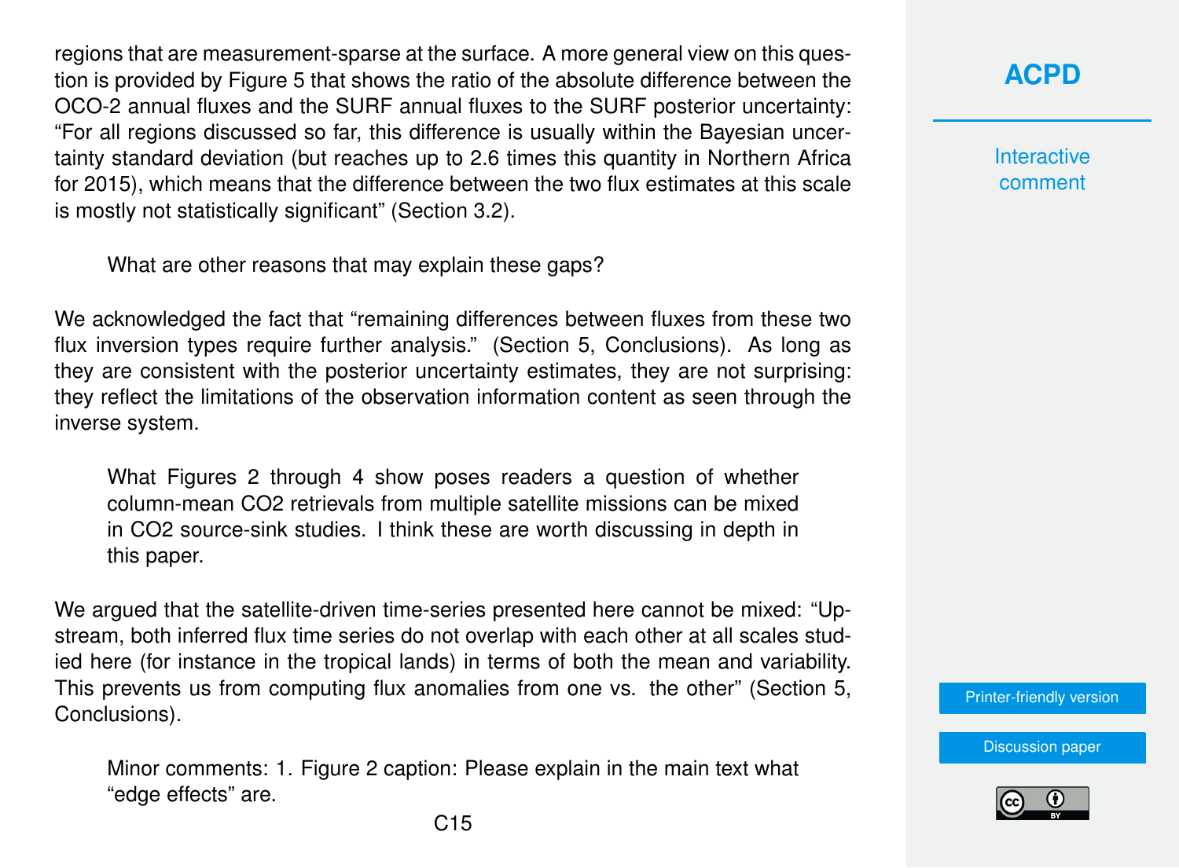regions that are measurement-sparse at the surface. A more general view on this question is provided by Figure 5 that shows the ratio of the absolute difference between the OCO-2 annual fluxes and the SURF annual fluxes to the SURF posterior uncertainty: "For all regions discussed so far, this difference is usually within the Bayesian uncertainty standard deviation (but reaches up to 2.6 times this quantity in Northern Africa for 2015), which means that the difference between the two flux estimates at this scale is mostly not statistically significant" (Section 3.2).

> What are other reasons that may explain these gaps?

We acknowledged the fact that "remaining differences between fluxes from these two flux inversion types require further analysis." (Section 5, Conclusions). As long as they are consistent with the posterior uncertainty estimates, they are not surprising: they reflect the limitations of the observation information content as seen through the inverse system.

> What Figures 2 through 4 show poses readers a question of whether column-mean CO2 retrievals from multiple satellite missions can be mixed in CO2 source-sink studies. I think these are worth discussing in depth in this paper.

We argued that the satellite-driven time-series presented here cannot be mixed: "Upstream, both inferred flux time series do not overlap with each other at all scales studied here (for instance in the tropical lands) in terms of both the mean and variability. This prevents us from computing flux anomalies from one vs. the other" (Section 5, Conclusions).

> Minor comments: 1. Figure 2 caption: Please explain in the main text what "edge effects" are.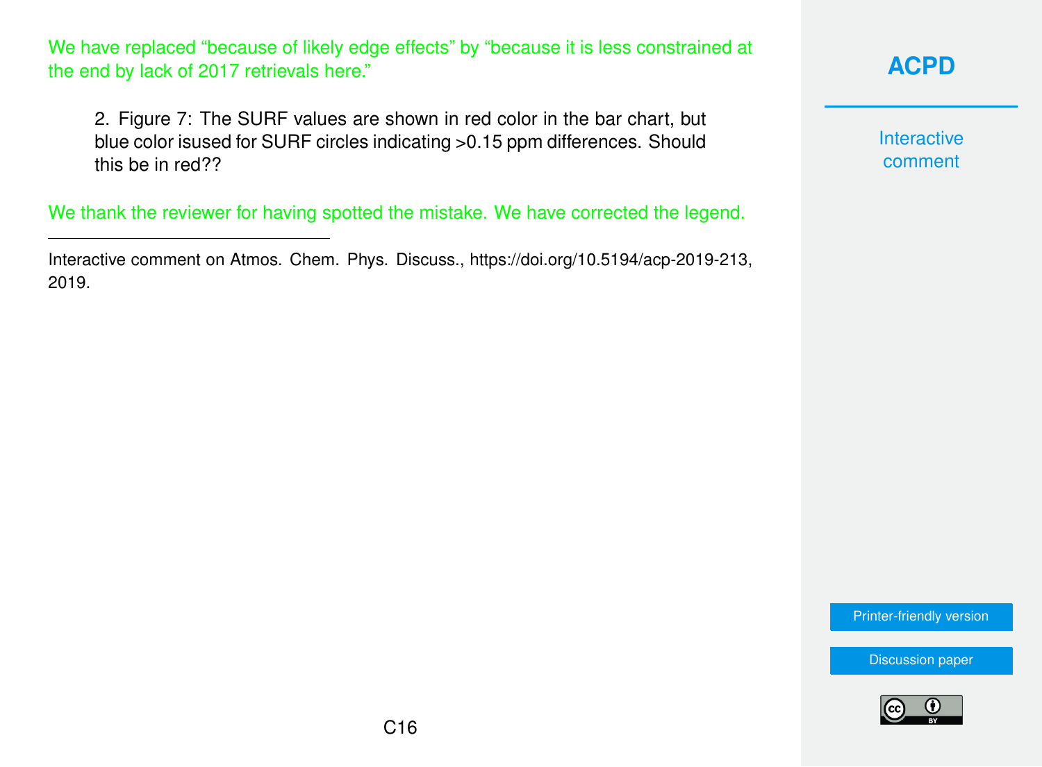We have replaced "because of likely edge effects" by "because it is less constrained at the end by lack of 2017 retrievals here."

2. Figure 7: The SURF values are shown in red color in the bar chart, but blue color isused for SURF circles indicating >0.15 ppm differences. Should this be in red??

We thank the reviewer for having spotted the mistake. We have corrected the legend.

---

Interactive comment on Atmos. Chem. Phys. Discuss., https://doi.org/10.5194/acp-2019-213, 2019.